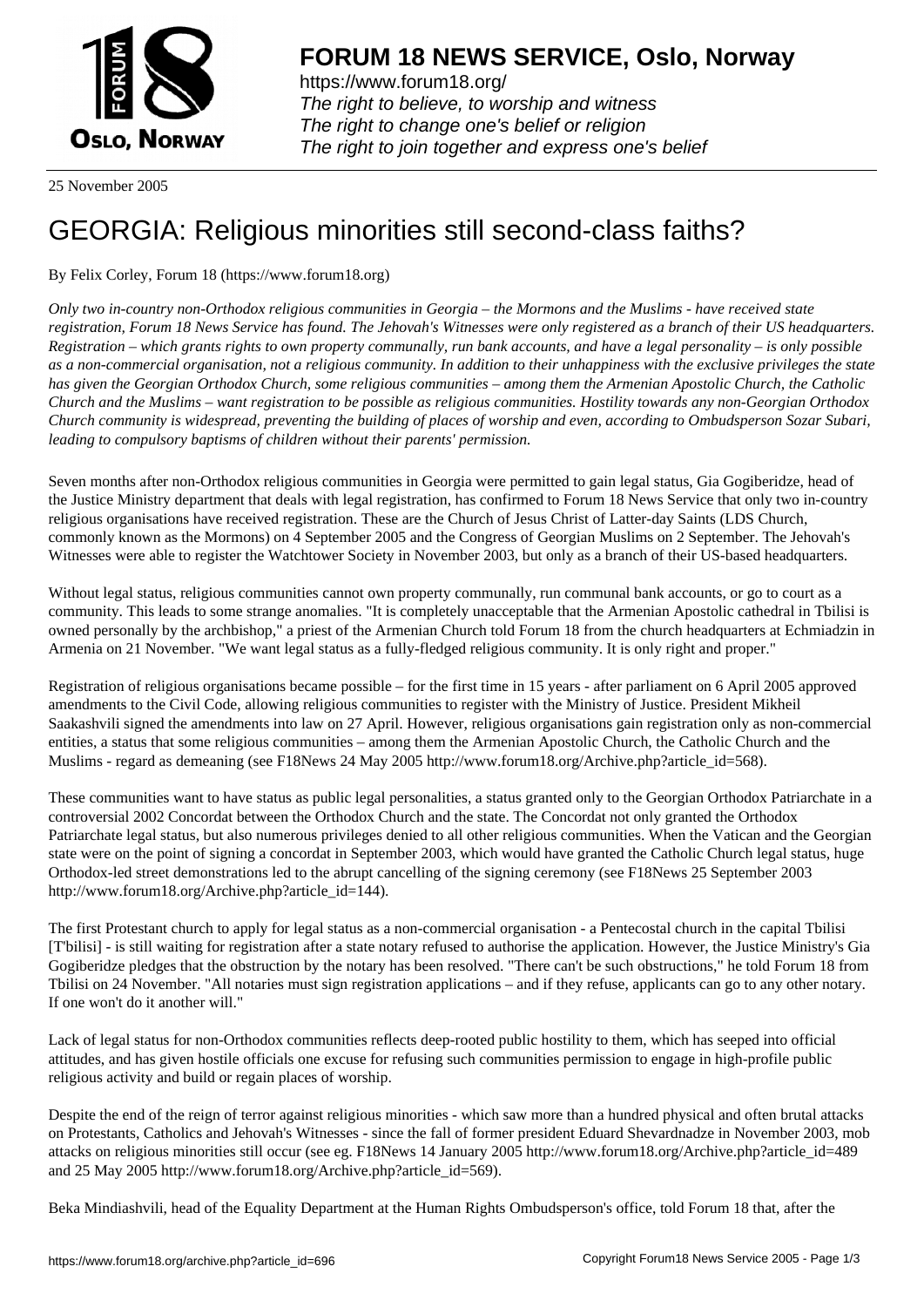**FORUM 18 NEWS SERVICE, Oslo, Norway**

https://www.forum18.org/
*The right to believe, to worship and witness*
*The right to change one's belief or religion*
*The right to join together and express one's belief*

25 November 2005

# GEORGIA: Religious minorities still second-class faiths?

By Felix Corley, Forum 18 (https://www.forum18.org)

*Only two in-country non-Orthodox religious communities in Georgia – the Mormons and the Muslims - have received state registration, Forum 18 News Service has found. The Jehovah's Witnesses were only registered as a branch of their US headquarters. Registration – which grants rights to own property communally, run bank accounts, and have a legal personality – is only possible as a non-commercial organisation, not a religious community. In addition to their unhappiness with the exclusive privileges the state has given the Georgian Orthodox Church, some religious communities – among them the Armenian Apostolic Church, the Catholic Church and the Muslims – want registration to be possible as religious communities. Hostility towards any non-Georgian Orthodox Church community is widespread, preventing the building of places of worship and even, according to Ombudsperson Sozar Subari, leading to compulsory baptisms of children without their parents' permission.*

Seven months after non-Orthodox religious communities in Georgia were permitted to gain legal status, Gia Gogiberidze, head of the Justice Ministry department that deals with legal registration, has confirmed to Forum 18 News Service that only two in-country religious organisations have received registration. These are the Church of Jesus Christ of Latter-day Saints (LDS Church, commonly known as the Mormons) on 4 September 2005 and the Congress of Georgian Muslims on 2 September. The Jehovah's Witnesses were able to register the Watchtower Society in November 2003, but only as a branch of their US-based headquarters.

Without legal status, religious communities cannot own property communally, run communal bank accounts, or go to court as a community. This leads to some strange anomalies. "It is completely unacceptable that the Armenian Apostolic cathedral in Tbilisi is owned personally by the archbishop," a priest of the Armenian Church told Forum 18 from the church headquarters at Echmiadzin in Armenia on 21 November. "We want legal status as a fully-fledged religious community. It is only right and proper."

Registration of religious organisations became possible – for the first time in 15 years - after parliament on 6 April 2005 approved amendments to the Civil Code, allowing religious communities to register with the Ministry of Justice. President Mikheil Saakashvili signed the amendments into law on 27 April. However, religious organisations gain registration only as non-commercial entities, a status that some religious communities – among them the Armenian Apostolic Church, the Catholic Church and the Muslims - regard as demeaning (see F18News 24 May 2005 http://www.forum18.org/Archive.php?article_id=568).

These communities want to have status as public legal personalities, a status granted only to the Georgian Orthodox Patriarchate in a controversial 2002 Concordat between the Orthodox Church and the state. The Concordat not only granted the Orthodox Patriarchate legal status, but also numerous privileges denied to all other religious communities. When the Vatican and the Georgian state were on the point of signing a concordat in September 2003, which would have granted the Catholic Church legal status, huge Orthodox-led street demonstrations led to the abrupt cancelling of the signing ceremony (see F18News 25 September 2003 http://www.forum18.org/Archive.php?article_id=144).

The first Protestant church to apply for legal status as a non-commercial organisation - a Pentecostal church in the capital Tbilisi [T'bilisi] - is still waiting for registration after a state notary refused to authorise the application. However, the Justice Ministry's Gia Gogiberidze pledges that the obstruction by the notary has been resolved. "There can't be such obstructions," he told Forum 18 from Tbilisi on 24 November. "All notaries must sign registration applications – and if they refuse, applicants can go to any other notary. If one won't do it another will."

Lack of legal status for non-Orthodox communities reflects deep-rooted public hostility to them, which has seeped into official attitudes, and has given hostile officials one excuse for refusing such communities permission to engage in high-profile public religious activity and build or regain places of worship.

Despite the end of the reign of terror against religious minorities - which saw more than a hundred physical and often brutal attacks on Protestants, Catholics and Jehovah's Witnesses - since the fall of former president Eduard Shevardnadze in November 2003, mob attacks on religious minorities still occur (see eg. F18News 14 January 2005 http://www.forum18.org/Archive.php?article_id=489 and 25 May 2005 http://www.forum18.org/Archive.php?article_id=569).

Beka Mindiashvili, head of the Equality Department at the Human Rights Ombudsperson's office, told Forum 18 that, after the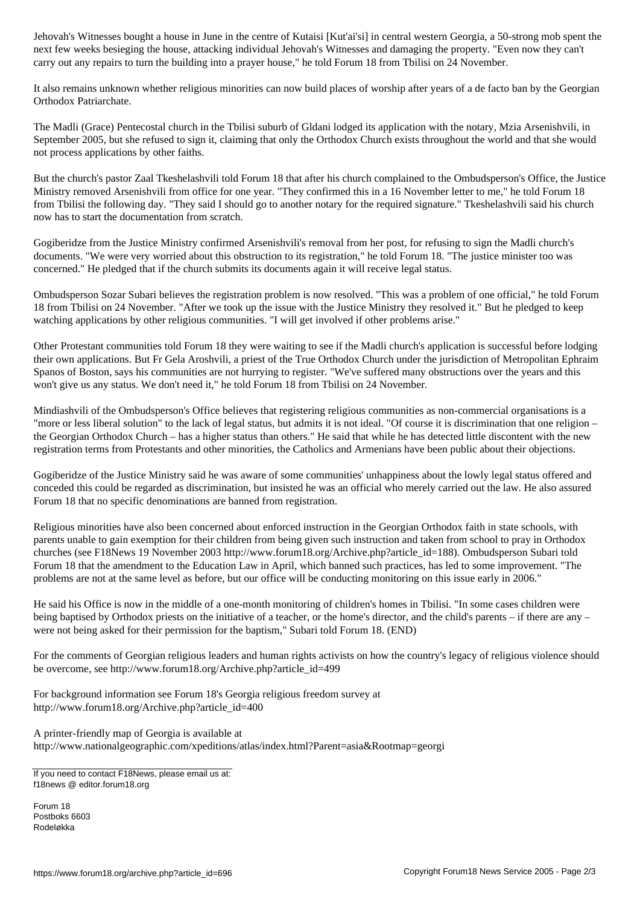Jehovah's Witnesses bought a house in June in the centre of Kutaisi [Kut'ai'si] in central western Georgia, a 50-strong mob spent the next few weeks besieging the house, attacking individual Jehovah's Witnesses and damaging the property. "Even now they can't carry out any repairs to turn the building into a prayer house," he told Forum 18 from Tbilisi on 24 November.

It also remains unknown whether religious minorities can now build places of worship after years of a de facto ban by the Georgian Orthodox Patriarchate.

The Madli (Grace) Pentecostal church in the Tbilisi suburb of Gldani lodged its application with the notary, Mzia Arsenishvili, in September 2005, but she refused to sign it, claiming that only the Orthodox Church exists throughout the world and that she would not process applications by other faiths.

But the church's pastor Zaal Tkeshelashvili told Forum 18 that after his church complained to the Ombudsperson's Office, the Justice Ministry removed Arsenishvili from office for one year. "They confirmed this in a 16 November letter to me," he told Forum 18 from Tbilisi the following day. "They said I should go to another notary for the required signature." Tkeshelashvili said his church now has to start the documentation from scratch.

Gogiberidze from the Justice Ministry confirmed Arsenishvili's removal from her post, for refusing to sign the Madli church's documents. "We were very worried about this obstruction to its registration," he told Forum 18. "The justice minister too was concerned." He pledged that if the church submits its documents again it will receive legal status.

Ombudsperson Sozar Subari believes the registration problem is now resolved. "This was a problem of one official," he told Forum 18 from Tbilisi on 24 November. "After we took up the issue with the Justice Ministry they resolved it." But he pledged to keep watching applications by other religious communities. "I will get involved if other problems arise."

Other Protestant communities told Forum 18 they were waiting to see if the Madli church's application is successful before lodging their own applications. But Fr Gela Aroshvili, a priest of the True Orthodox Church under the jurisdiction of Metropolitan Ephraim Spanos of Boston, says his communities are not hurrying to register. "We've suffered many obstructions over the years and this won't give us any status. We don't need it," he told Forum 18 from Tbilisi on 24 November.

Mindiashvili of the Ombudsperson's Office believes that registering religious communities as non-commercial organisations is a "more or less liberal solution" to the lack of legal status, but admits it is not ideal. "Of course it is discrimination that one religion – the Georgian Orthodox Church – has a higher status than others." He said that while he has detected little discontent with the new registration terms from Protestants and other minorities, the Catholics and Armenians have been public about their objections.

Gogiberidze of the Justice Ministry said he was aware of some communities' unhappiness about the lowly legal status offered and conceded this could be regarded as discrimination, but insisted he was an official who merely carried out the law. He also assured Forum 18 that no specific denominations are banned from registration.

Religious minorities have also been concerned about enforced instruction in the Georgian Orthodox faith in state schools, with parents unable to gain exemption for their children from being given such instruction and taken from school to pray in Orthodox churches (see F18News 19 November 2003 http://www.forum18.org/Archive.php?article_id=188). Ombudsperson Subari told Forum 18 that the amendment to the Education Law in April, which banned such practices, has led to some improvement. "The problems are not at the same level as before, but our office will be conducting monitoring on this issue early in 2006."

He said his Office is now in the middle of a one-month monitoring of children's homes in Tbilisi. "In some cases children were being baptised by Orthodox priests on the initiative of a teacher, or the home's director, and the child's parents – if there are any – were not being asked for their permission for the baptism," Subari told Forum 18. (END)

For the comments of Georgian religious leaders and human rights activists on how the country's legacy of religious violence should be overcome, see http://www.forum18.org/Archive.php?article_id=499

For background information see Forum 18's Georgia religious freedom survey at http://www.forum18.org/Archive.php?article_id=400

A printer-friendly map of Georgia is available at http://www.nationalgeographic.com/xpeditions/atlas/index.html?Parent=asia&Rootmap=georgi

If you need to contact F18News, please email us at:
f18news @ editor.forum18.org

Forum 18
Postboks 6603
Rodeløkka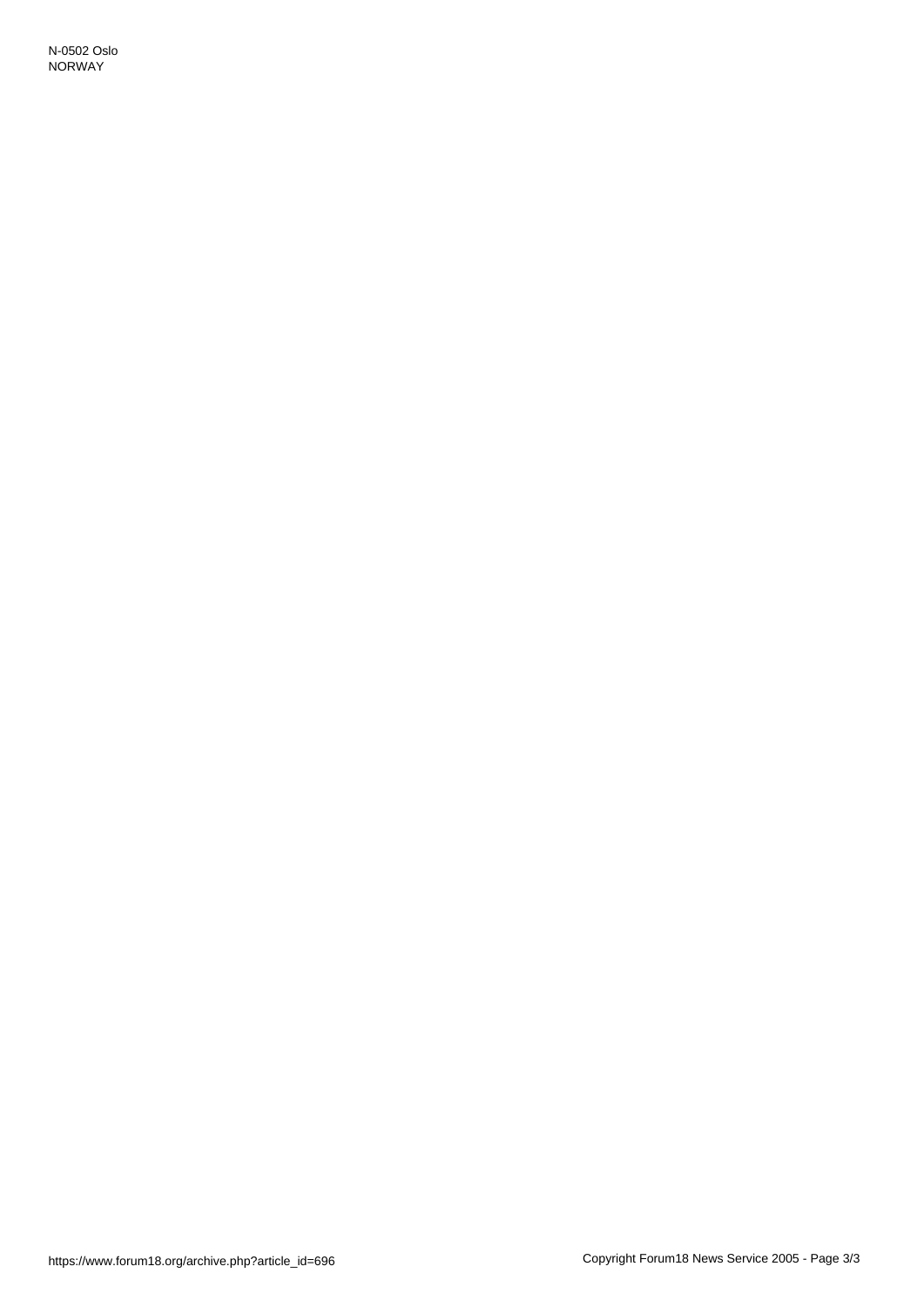N-0502 Oslo
NORWAY